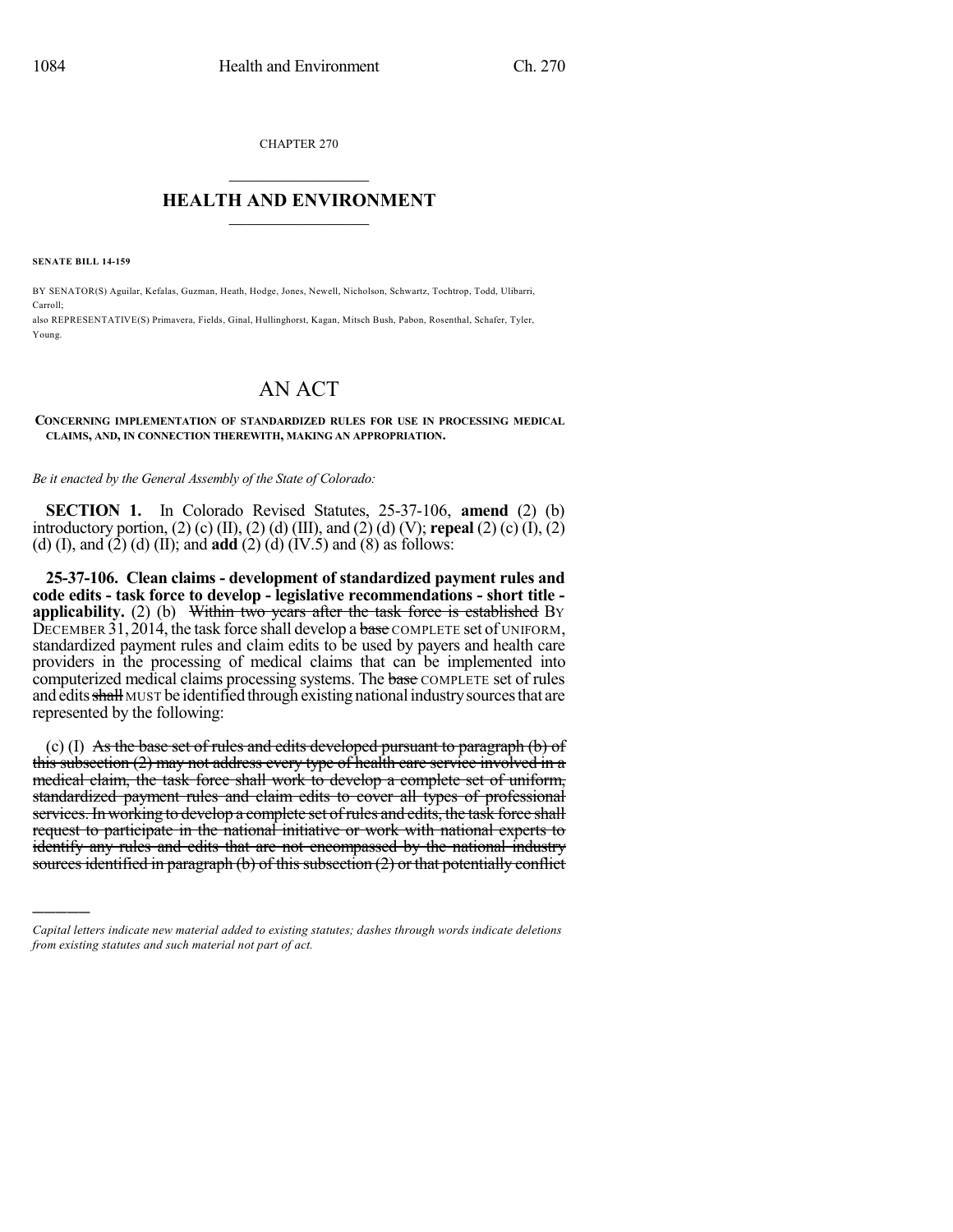CHAPTER 270

## HEALTH AND ENVIRONMENT

**SENATE BILL 14-159**

BY SENATOR(S) Aguilar, Kefalas, Guzman, Heath, Hodge, Jones, Newell, Nicholson, Schwartz, Tochtrop, Todd, Ulibarri, Carroll;

also REPRESENTATIVE(S) Primavera, Fields, Ginal, Hullinghorst, Kagan, Mitsch Bush, Pabon, Rosenthal, Schafer, Tyler, Young.

# AN ACT

**CONCERNING IMPLEMENTATION OF STANDARDIZED RULES FOR USE IN PROCESSING MEDICAL CLAIMS, AND, IN CONNECTION THEREWITH, MAKING AN APPROPRIATION.**

*Be it enacted by the General Assembly of the State of Colorado:*

**SECTION 1.** In Colorado Revised Statutes, 25-37-106, **amend** (2) (b) introductory portion, (2) (c) (II), (2) (d) (III), and (2) (d) (V); **repeal** (2) (c) (I), (2) (d) (I), and (2) (d) (II); and **add** (2) (d) (IV.5) and (8) as follows:

**25-37-106. Clean claims - development of standardized payment rules and code edits - task force to develop - legislative recommendations - short title - applicability.** (2) (b) ~~Within two years after the task force is established~~ BY DECEMBER 31, 2014, the task force shall develop a ~~base~~ COMPLETE set of UNIFORM, standardized payment rules and claim edits to be used by payers and health care providers in the processing of medical claims that can be implemented into computerized medical claims processing systems. The ~~base~~ COMPLETE set of rules and edits ~~shall~~ MUST be identified through existing national industry sources that are represented by the following:

(c) (I) ~~As the base set of rules and edits developed pursuant to paragraph (b) of this subsection (2) may not address every type of health care service involved in a medical claim, the task force shall work to develop a complete set of uniform, standardized payment rules and claim edits to cover all types of professional services. In working to develop a complete set of rules and edits, the task force shall request to participate in the national initiative or work with national experts to identify any rules and edits that are not encompassed by the national industry sources identified in paragraph (b) of this subsection (2) or that potentially conflict~~

*Capital letters indicate new material added to existing statutes; dashes through words indicate deletions from existing statutes and such material not part of act.*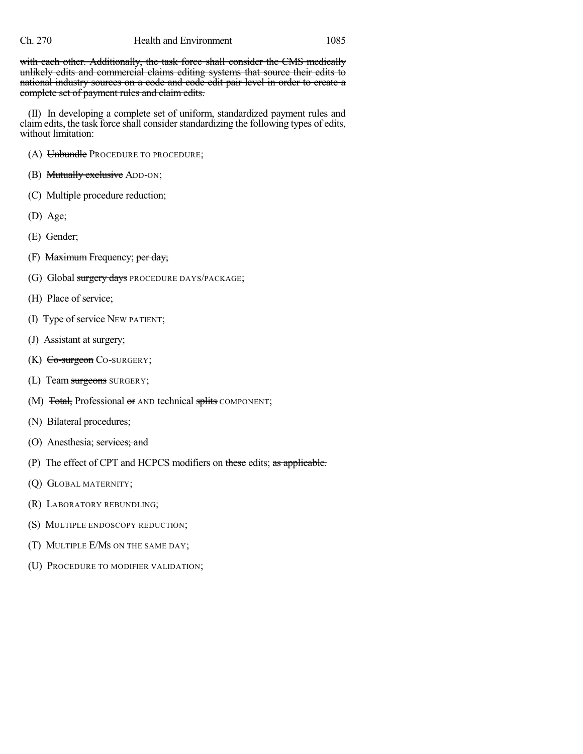~~with each other. Additionally, the task force shall consider the CMS medically unlikely edits and commercial claims editing systems that source their edits to national industry sources on a code and code edit pair level in order to create a complete set of payment rules and claim edits.~~

(II) In developing a complete set of uniform, standardized payment rules and claim edits, the task force shall consider standardizing the following types of edits, without limitation:

(A) ~~Unbundle~~ PROCEDURE TO PROCEDURE;

(B) ~~Mutually exclusive~~ ADD-ON;

(C) Multiple procedure reduction;

(D) Age;

(E) Gender;

(F) ~~Maximum~~ Frequency; ~~per day;~~

(G) Global ~~surgery days~~ PROCEDURE DAYS/PACKAGE;

(H) Place of service;

(I) ~~Type of service~~ NEW PATIENT;

(J) Assistant at surgery;

(K) ~~Co-surgeon~~ CO-SURGERY;

(L) Team ~~surgeons~~ SURGERY;

(M) ~~Total,~~ Professional ~~or~~ AND technical ~~splits~~ COMPONENT;

(N) Bilateral procedures;

(O) Anesthesia; ~~services; and~~

(P) The effect of CPT and HCPCS modifiers on ~~these~~ edits; ~~as applicable.~~

(Q) GLOBAL MATERNITY;

(R) LABORATORY REBUNDLING;

(S) MULTIPLE ENDOSCOPY REDUCTION;

(T) MULTIPLE E/MS ON THE SAME DAY;

(U) PROCEDURE TO MODIFIER VALIDATION;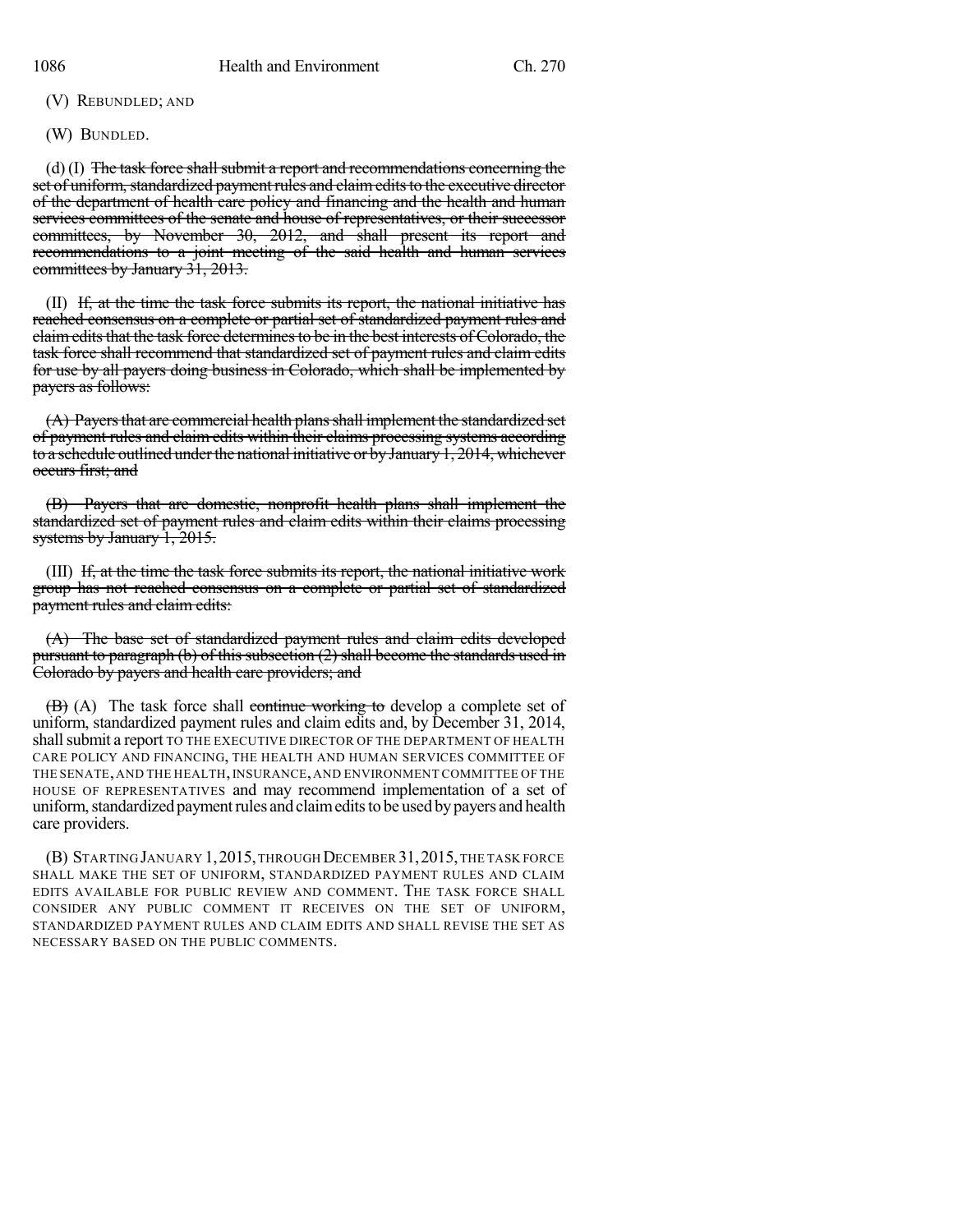(V) REBUNDLED; AND

(W) BUNDLED.

(d) (I) ~~The task force shall submit a report and recommendations concerning the set of uniform, standardized payment rules and claim edits to the executive director of the department of health care policy and financing and the health and human services committees of the senate and house of representatives, or their successor committees, by November 30, 2012, and shall present its report and recommendations to a joint meeting of the said health and human services committees by January 31, 2013.~~

(II) ~~If, at the time the task force submits its report, the national initiative has reached consensus on a complete or partial set of standardized payment rules and claim edits that the task force determines to be in the best interests of Colorado, the task force shall recommend that standardized set of payment rules and claim edits for use by all payers doing business in Colorado, which shall be implemented by payers as follows:~~

~~(A) Payers that are commercial health plans shall implement the standardized set of payment rules and claim edits within their claims processing systems according to a schedule outlined under the national initiative or by January 1, 2014, whichever occurs first; and~~

~~(B) Payers that are domestic, nonprofit health plans shall implement the standardized set of payment rules and claim edits within their claims processing systems by January 1, 2015.~~

(III) ~~If, at the time the task force submits its report, the national initiative work group has not reached consensus on a complete or partial set of standardized payment rules and claim edits:~~

~~(A) The base set of standardized payment rules and claim edits developed pursuant to paragraph (b) of this subsection (2) shall become the standards used in Colorado by payers and health care providers; and~~

~~(B)~~ (A) The task force shall ~~continue working to~~ develop a complete set of uniform, standardized payment rules and claim edits and, by December 31, 2014, shall submit a report TO THE EXECUTIVE DIRECTOR OF THE DEPARTMENT OF HEALTH CARE POLICY AND FINANCING, THE HEALTH AND HUMAN SERVICES COMMITTEE OF THE SENATE, AND THE HEALTH, INSURANCE, AND ENVIRONMENT COMMITTEE OF THE HOUSE OF REPRESENTATIVES and may recommend implementation of a set of uniform, standardized payment rules and claim edits to be used by payers and health care providers.

(B) STARTING JANUARY 1, 2015, THROUGH DECEMBER 31, 2015, THE TASK FORCE SHALL MAKE THE SET OF UNIFORM, STANDARDIZED PAYMENT RULES AND CLAIM EDITS AVAILABLE FOR PUBLIC REVIEW AND COMMENT. THE TASK FORCE SHALL CONSIDER ANY PUBLIC COMMENT IT RECEIVES ON THE SET OF UNIFORM, STANDARDIZED PAYMENT RULES AND CLAIM EDITS AND SHALL REVISE THE SET AS NECESSARY BASED ON THE PUBLIC COMMENTS.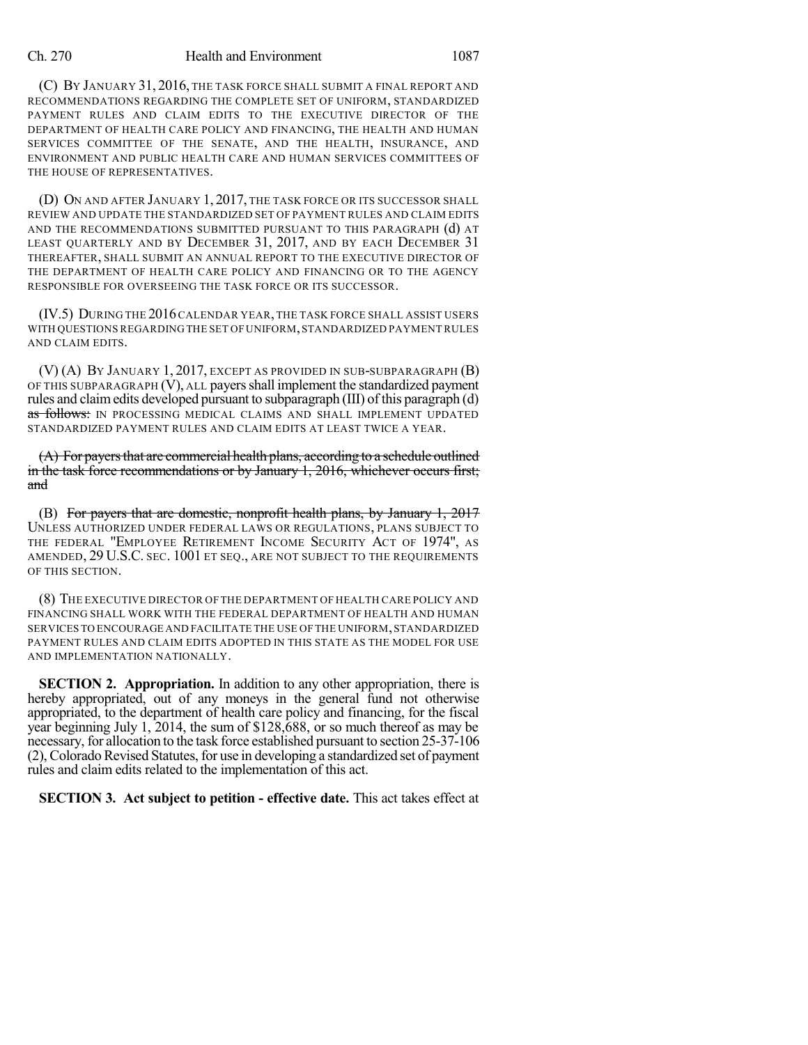(C) BY JANUARY 31, 2016, THE TASK FORCE SHALL SUBMIT A FINAL REPORT AND RECOMMENDATIONS REGARDING THE COMPLETE SET OF UNIFORM, STANDARDIZED PAYMENT RULES AND CLAIM EDITS TO THE EXECUTIVE DIRECTOR OF THE DEPARTMENT OF HEALTH CARE POLICY AND FINANCING, THE HEALTH AND HUMAN SERVICES COMMITTEE OF THE SENATE, AND THE HEALTH, INSURANCE, AND ENVIRONMENT AND PUBLIC HEALTH CARE AND HUMAN SERVICES COMMITTEES OF THE HOUSE OF REPRESENTATIVES.

(D) ON AND AFTER JANUARY 1, 2017, THE TASK FORCE OR ITS SUCCESSOR SHALL REVIEW AND UPDATE THE STANDARDIZED SET OF PAYMENT RULES AND CLAIM EDITS AND THE RECOMMENDATIONS SUBMITTED PURSUANT TO THIS PARAGRAPH (d) AT LEAST QUARTERLY AND BY DECEMBER 31, 2017, AND BY EACH DECEMBER 31 THEREAFTER, SHALL SUBMIT AN ANNUAL REPORT TO THE EXECUTIVE DIRECTOR OF THE DEPARTMENT OF HEALTH CARE POLICY AND FINANCING OR TO THE AGENCY RESPONSIBLE FOR OVERSEEING THE TASK FORCE OR ITS SUCCESSOR.

(IV.5) DURING THE 2016 CALENDAR YEAR, THE TASK FORCE SHALL ASSIST USERS WITH QUESTIONS REGARDING THE SET OF UNIFORM, STANDARDIZED PAYMENT RULES AND CLAIM EDITS.

(V) (A) BY JANUARY 1, 2017, EXCEPT AS PROVIDED IN SUB-SUBPARAGRAPH (B) OF THIS SUBPARAGRAPH (V), ALL payers shall implement the standardized payment rules and claim edits developed pursuant to subparagraph (III) of this paragraph (d) ~~as follows:~~ IN PROCESSING MEDICAL CLAIMS AND SHALL IMPLEMENT UPDATED STANDARDIZED PAYMENT RULES AND CLAIM EDITS AT LEAST TWICE A YEAR.

~~(A) For payers that are commercial health plans, according to a schedule outlined in the task force recommendations or by January 1, 2016, whichever occurs first; and~~

(B) ~~For payers that are domestic, nonprofit health plans, by January 1, 2017~~ UNLESS AUTHORIZED UNDER FEDERAL LAWS OR REGULATIONS, PLANS SUBJECT TO THE FEDERAL "EMPLOYEE RETIREMENT INCOME SECURITY ACT OF 1974", AS AMENDED, 29 U.S.C. SEC. 1001 ET SEQ., ARE NOT SUBJECT TO THE REQUIREMENTS OF THIS SECTION.

(8) THE EXECUTIVE DIRECTOR OF THE DEPARTMENT OF HEALTH CARE POLICY AND FINANCING SHALL WORK WITH THE FEDERAL DEPARTMENT OF HEALTH AND HUMAN SERVICES TO ENCOURAGE AND FACILITATE THE USE OF THE UNIFORM, STANDARDIZED PAYMENT RULES AND CLAIM EDITS ADOPTED IN THIS STATE AS THE MODEL FOR USE AND IMPLEMENTATION NATIONALLY.

**SECTION 2. Appropriation.** In addition to any other appropriation, there is hereby appropriated, out of any moneys in the general fund not otherwise appropriated, to the department of health care policy and financing, for the fiscal year beginning July 1, 2014, the sum of $128,688, or so much thereof as may be necessary, for allocation to the task force established pursuant to section 25-37-106 (2), Colorado Revised Statutes, for use in developing a standardized set of payment rules and claim edits related to the implementation of this act.

**SECTION 3. Act subject to petition - effective date.** This act takes effect at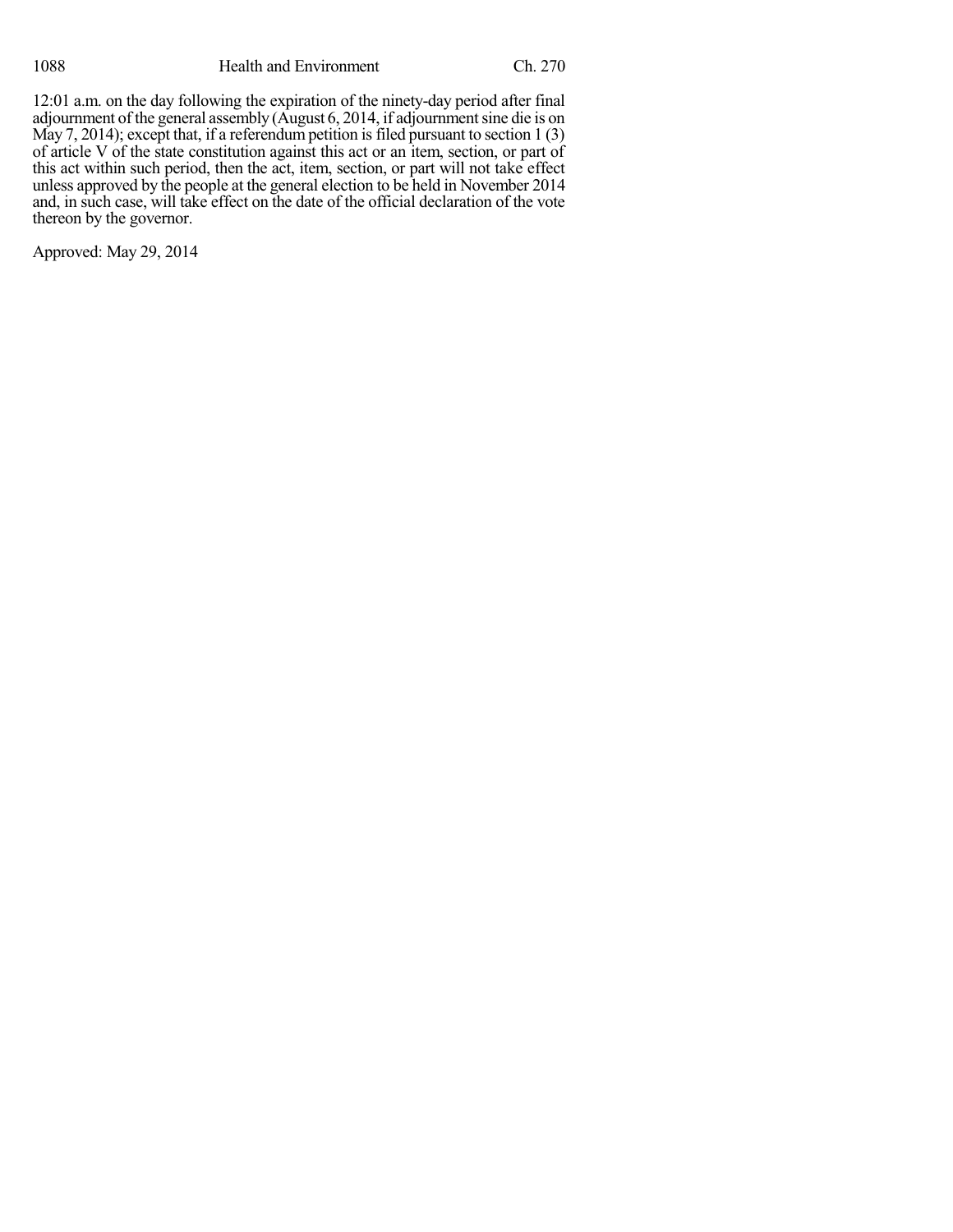12:01 a.m. on the day following the expiration of the ninety-day period after final adjournment of the general assembly (August 6, 2014, if adjournment sine die is on May 7, 2014); except that, if a referendum petition is filed pursuant to section 1 (3) of article V of the state constitution against this act or an item, section, or part of this act within such period, then the act, item, section, or part will not take effect unless approved by the people at the general election to be held in November 2014 and, in such case, will take effect on the date of the official declaration of the vote thereon by the governor.

Approved: May 29, 2014